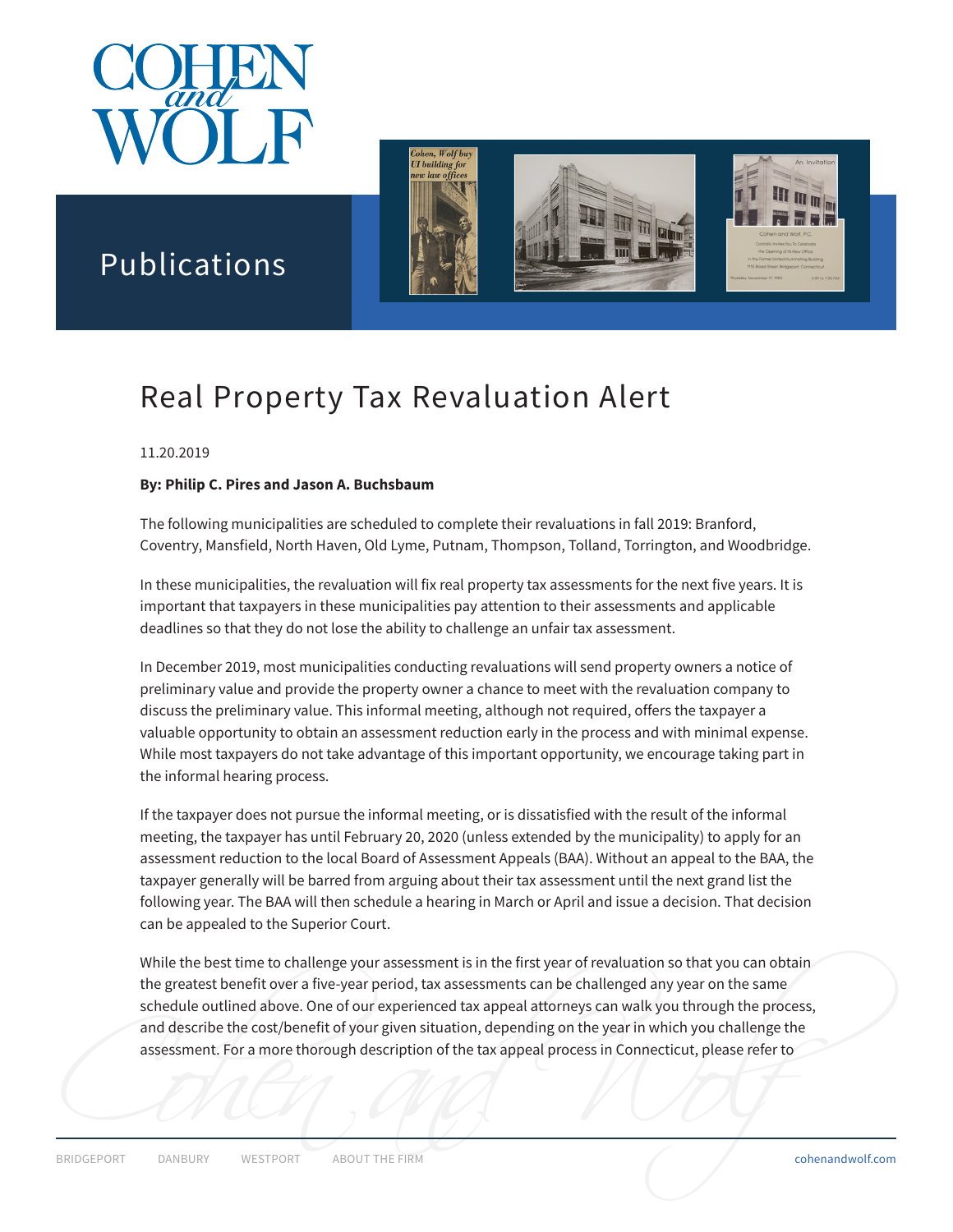# Real Property Tax Revaluation Alert

11.20.2019

**By: Philip C. Pires and Jason A. Buchsbaum**

The following municipalities are scheduled to complete their revaluations in fall 2019: Branford, Coventry, Mansfield, North Haven, Old Lyme, Putnam, Thompson, Tolland, Torrington, and Woodbridge.

In these municipalities, the revaluation will fix real property tax assessments for the next five years. It is important that taxpayers in these municipalities pay attention to their assessments and applicable deadlines so that they do not lose the ability to challenge an unfair tax assessment.

In December 2019, most municipalities conducting revaluations will send property owners a notice of preliminary value and provide the property owner a chance to meet with the revaluation company to discuss the preliminary value. This informal meeting, although not required, offers the taxpayer a valuable opportunity to obtain an assessment reduction early in the process and with minimal expense. While most taxpayers do not take advantage of this important opportunity, we encourage taking part in the informal hearing process.

If the taxpayer does not pursue the informal meeting, or is dissatisfied with the result of the informal meeting, the taxpayer has until February 20, 2020 (unless extended by the municipality) to apply for an assessment reduction to the local Board of Assessment Appeals (BAA). Without an appeal to the BAA, the taxpayer generally will be barred from arguing about their tax assessment until the next grand list the following year. The BAA will then schedule a hearing in March or April and issue a decision. That decision can be appealed to the Superior Court.

While the best time to challenge your assessment is in the first year of revaluation so that you can obtain the greatest benefit over a five-year period, tax assessments can be challenged any year on the same schedule outlined above. One of our experienced tax appeal attorneys can walk you through the process, and describe the cost/benefit of your given situation, depending on the year in which you challenge the assessment. For a more thorough description of the tax appeal process in Connecticut, please refer to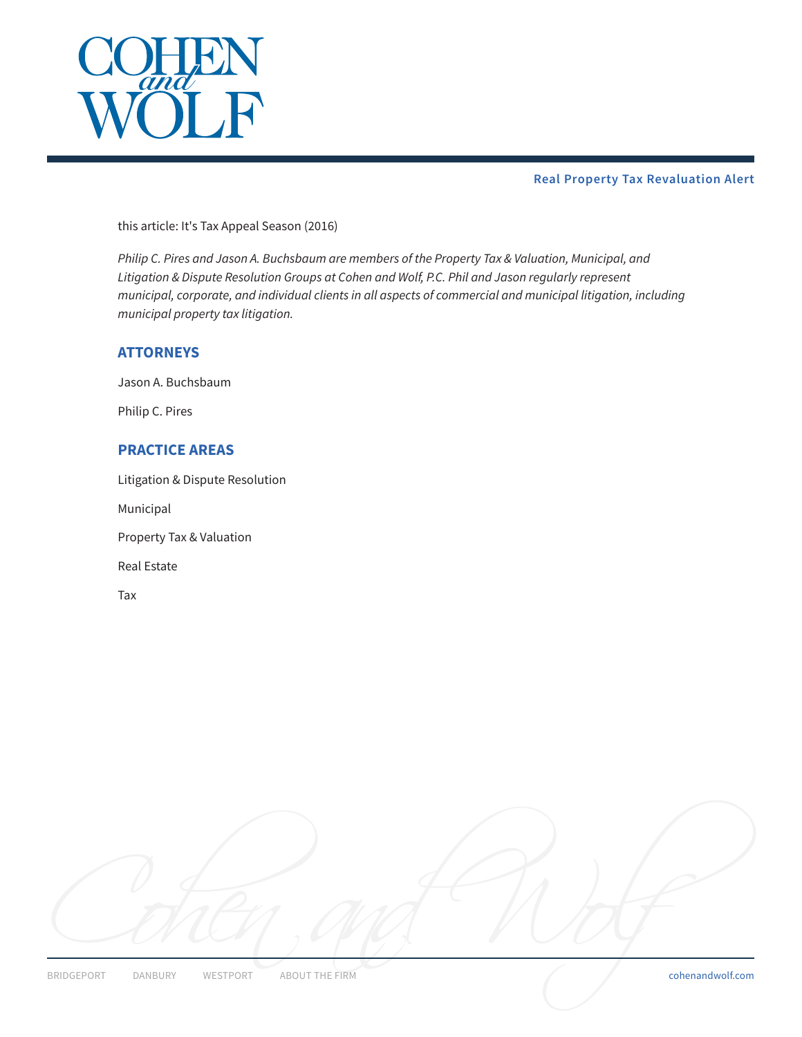this article: It's Tax Appeal Season (2016)

*Philip C. Pires and Jason A. Buchsbaum are members of the Property Tax & Valuation, Municipal, and Litigation & Dispute Resolution Groups at Cohen and Wolf, P.C. Phil and Jason regularly represent municipal, corporate, and individual clients in all aspects of commercial and municipal litigation, including municipal property tax litigation.*

## ATTORNEYS

Jason A. Buchsbaum

Philip C. Pires

## PRACTICE AREAS

Litigation & Dispute Resolution

Municipal

Property Tax & Valuation

Real Estate

Tax